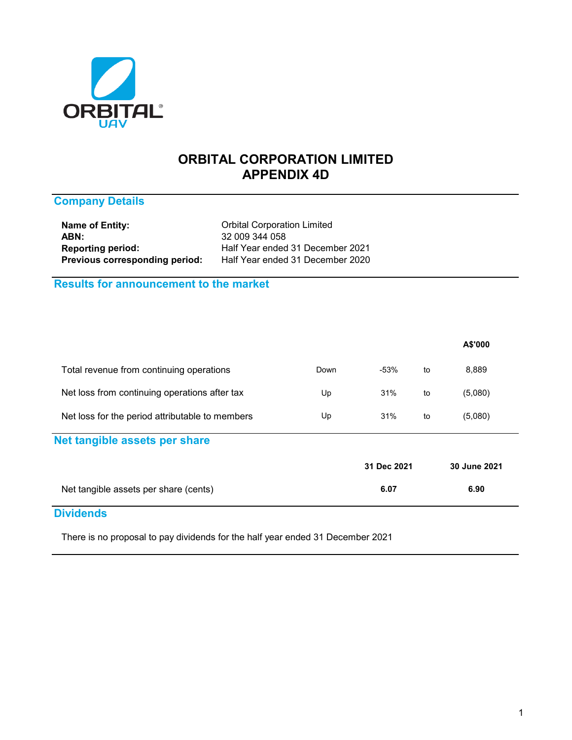# ORBITAL CORPORATION LIMITED
# APPENDIX 4D

## Company Details

| | |
|---|---|
| **Name of Entity:** | Orbital Corporation Limited |
| **ABN:** | 32 009 344 058 |
| **Reporting period:** | Half Year ended 31 December 2021 |
| **Previous corresponding period:** | Half Year ended 31 December 2020 |

## Results for announcement to the market

| | | | | A$'000 |
|---|---|---|---|---|
| Total revenue from continuing operations | Down | -53% | to | 8,889 |
| Net loss from continuing operations after tax | Up | 31% | to | (5,080) |
| Net loss for the period attributable to members | Up | 31% | to | (5,080) |

## Net tangible assets per share

| | 31 Dec 2021 | 30 June 2021 |
|---|---|---|
| Net tangible assets per share (cents) | **6.07** | **6.90** |

## Dividends

There is no proposal to pay dividends for the half year ended 31 December 2021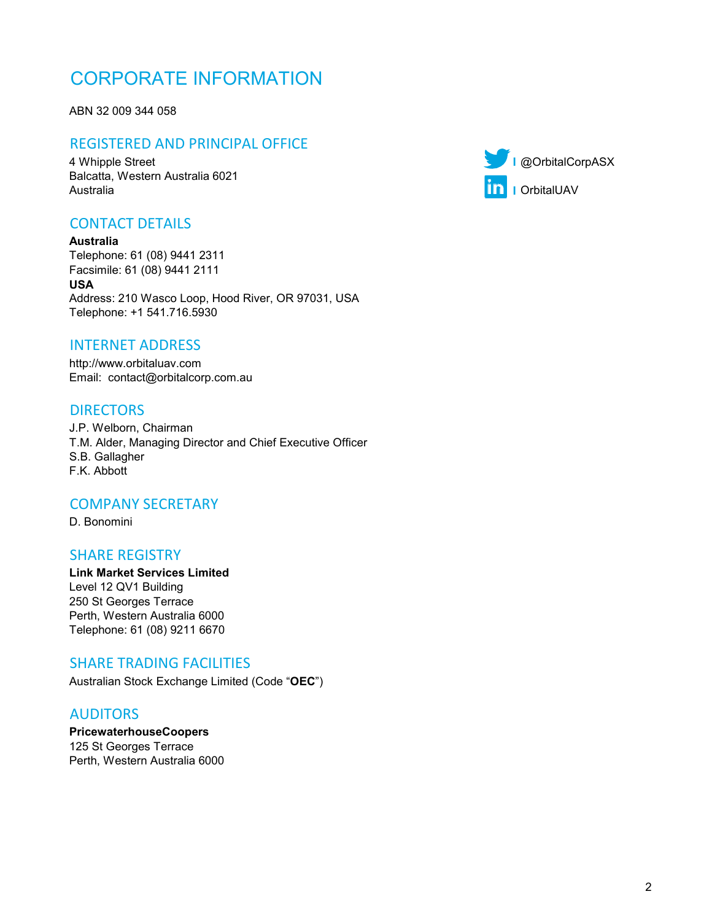# CORPORATE INFORMATION

ABN 32 009 344 058

## REGISTERED AND PRINCIPAL OFFICE

4 Whipple Street
Balcatta, Western Australia 6021
Australia

@OrbitalCorpASX
OrbitalUAV

## CONTACT DETAILS

**Australia**
Telephone: 61 (08) 9441 2311
Facsimile: 61 (08) 9441 2111
**USA**
Address: 210 Wasco Loop, Hood River, OR 97031, USA
Telephone: +1 541.716.5930

## INTERNET ADDRESS

http://www.orbitaluav.com
Email: contact@orbitalcorp.com.au

## DIRECTORS

J.P. Welborn, Chairman
T.M. Alder, Managing Director and Chief Executive Officer
S.B. Gallagher
F.K. Abbott

## COMPANY SECRETARY

D. Bonomini

## SHARE REGISTRY

**Link Market Services Limited**
Level 12 QV1 Building
250 St Georges Terrace
Perth, Western Australia 6000
Telephone: 61 (08) 9211 6670

## SHARE TRADING FACILITIES

Australian Stock Exchange Limited (Code "**OEC**")

## AUDITORS

**PricewaterhouseCoopers**
125 St Georges Terrace
Perth, Western Australia 6000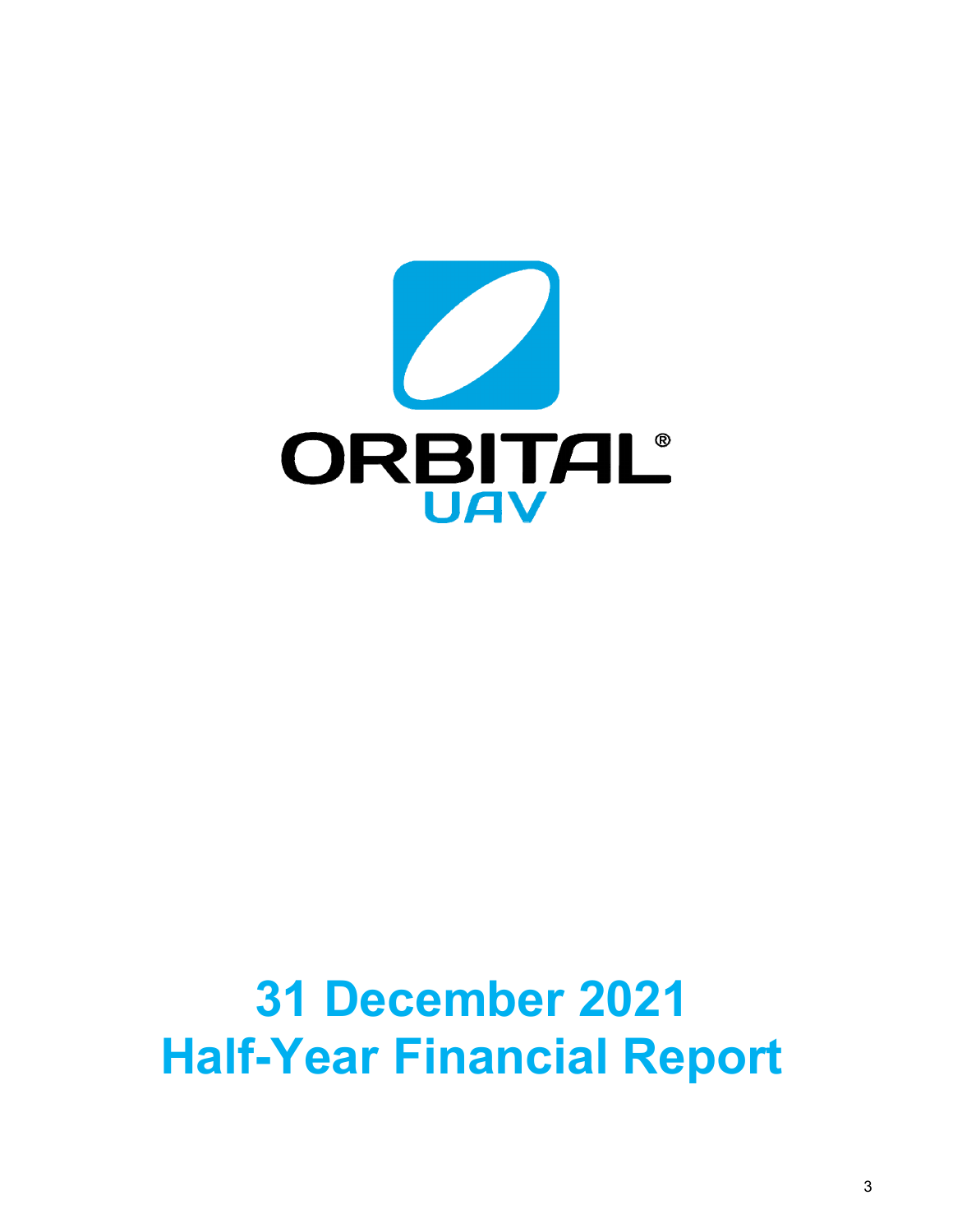ORBITAL®
UAV

# 31 December 2021
# Half-Year Financial Report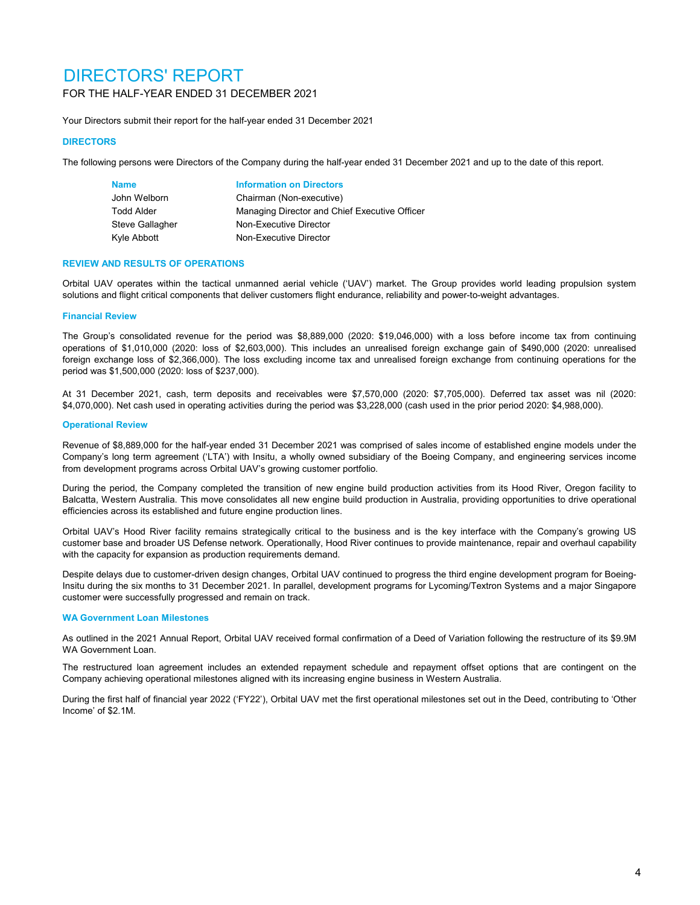# DIRECTORS' REPORT

FOR THE HALF-YEAR ENDED 31 DECEMBER 2021

Your Directors submit their report for the half-year ended 31 December 2021

## DIRECTORS

The following persons were Directors of the Company during the half-year ended 31 December 2021 and up to the date of this report.

| Name | Information on Directors |
|---|---|
| John Welborn | Chairman (Non-executive) |
| Todd Alder | Managing Director and Chief Executive Officer |
| Steve Gallagher | Non-Executive Director |
| Kyle Abbott | Non-Executive Director |

## REVIEW AND RESULTS OF OPERATIONS

Orbital UAV operates within the tactical unmanned aerial vehicle ('UAV') market. The Group provides world leading propulsion system solutions and flight critical components that deliver customers flight endurance, reliability and power-to-weight advantages.

### Financial Review

The Group's consolidated revenue for the period was $8,889,000 (2020: $19,046,000) with a loss before income tax from continuing operations of $1,010,000 (2020: loss of $2,603,000). This includes an unrealised foreign exchange gain of $490,000 (2020: unrealised foreign exchange loss of $2,366,000). The loss excluding income tax and unrealised foreign exchange from continuing operations for the period was $1,500,000 (2020: loss of $237,000).

At 31 December 2021, cash, term deposits and receivables were $7,570,000 (2020: $7,705,000). Deferred tax asset was nil (2020: $4,070,000). Net cash used in operating activities during the period was $3,228,000 (cash used in the prior period 2020: $4,988,000).

### Operational Review

Revenue of $8,889,000 for the half-year ended 31 December 2021 was comprised of sales income of established engine models under the Company's long term agreement ('LTA') with Insitu, a wholly owned subsidiary of the Boeing Company, and engineering services income from development programs across Orbital UAV's growing customer portfolio.

During the period, the Company completed the transition of new engine build production activities from its Hood River, Oregon facility to Balcatta, Western Australia. This move consolidates all new engine build production in Australia, providing opportunities to drive operational efficiencies across its established and future engine production lines.

Orbital UAV's Hood River facility remains strategically critical to the business and is the key interface with the Company's growing US customer base and broader US Defense network. Operationally, Hood River continues to provide maintenance, repair and overhaul capability with the capacity for expansion as production requirements demand.

Despite delays due to customer-driven design changes, Orbital UAV continued to progress the third engine development program for Boeing-Insitu during the six months to 31 December 2021. In parallel, development programs for Lycoming/Textron Systems and a major Singapore customer were successfully progressed and remain on track.

### WA Government Loan Milestones

As outlined in the 2021 Annual Report, Orbital UAV received formal confirmation of a Deed of Variation following the restructure of its $9.9M WA Government Loan.

The restructured loan agreement includes an extended repayment schedule and repayment offset options that are contingent on the Company achieving operational milestones aligned with its increasing engine business in Western Australia.

During the first half of financial year 2022 ('FY22'), Orbital UAV met the first operational milestones set out in the Deed, contributing to 'Other Income' of $2.1M.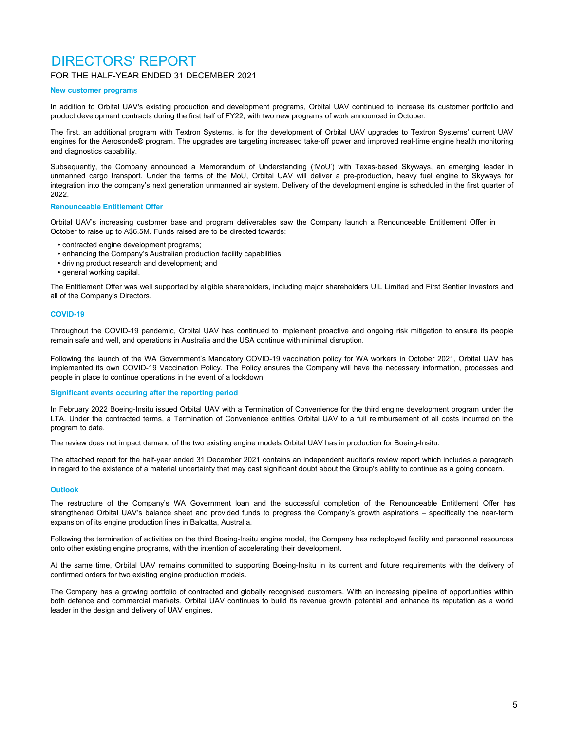# DIRECTORS' REPORT

FOR THE HALF-YEAR ENDED 31 DECEMBER 2021

### New customer programs

In addition to Orbital UAV's existing production and development programs, Orbital UAV continued to increase its customer portfolio and product development contracts during the first half of FY22, with two new programs of work announced in October.

The first, an additional program with Textron Systems, is for the development of Orbital UAV upgrades to Textron Systems' current UAV engines for the Aerosonde® program. The upgrades are targeting increased take-off power and improved real-time engine health monitoring and diagnostics capability.

Subsequently, the Company announced a Memorandum of Understanding ('MoU') with Texas-based Skyways, an emerging leader in unmanned cargo transport. Under the terms of the MoU, Orbital UAV will deliver a pre-production, heavy fuel engine to Skyways for integration into the company's next generation unmanned air system. Delivery of the development engine is scheduled in the first quarter of 2022.

### Renounceable Entitlement Offer

Orbital UAV's increasing customer base and program deliverables saw the Company launch a Renounceable Entitlement Offer in October to raise up to A$6.5M. Funds raised are to be directed towards:

- contracted engine development programs;
- enhancing the Company's Australian production facility capabilities;
- driving product research and development; and
- general working capital.

The Entitlement Offer was well supported by eligible shareholders, including major shareholders UIL Limited and First Sentier Investors and all of the Company's Directors.

### COVID-19

Throughout the COVID-19 pandemic, Orbital UAV has continued to implement proactive and ongoing risk mitigation to ensure its people remain safe and well, and operations in Australia and the USA continue with minimal disruption.

Following the launch of the WA Government's Mandatory COVID-19 vaccination policy for WA workers in October 2021, Orbital UAV has implemented its own COVID-19 Vaccination Policy. The Policy ensures the Company will have the necessary information, processes and people in place to continue operations in the event of a lockdown.

### Significant events occuring after the reporting period

In February 2022 Boeing-Insitu issued Orbital UAV with a Termination of Convenience for the third engine development program under the LTA. Under the contracted terms, a Termination of Convenience entitles Orbital UAV to a full reimbursement of all costs incurred on the program to date.

The review does not impact demand of the two existing engine models Orbital UAV has in production for Boeing-Insitu.

The attached report for the half-year ended 31 December 2021 contains an independent auditor's review report which includes a paragraph in regard to the existence of a material uncertainty that may cast significant doubt about the Group's ability to continue as a going concern.

### Outlook

The restructure of the Company's WA Government loan and the successful completion of the Renounceable Entitlement Offer has strengthened Orbital UAV's balance sheet and provided funds to progress the Company's growth aspirations – specifically the near-term expansion of its engine production lines in Balcatta, Australia.

Following the termination of activities on the third Boeing-Insitu engine model, the Company has redeployed facility and personnel resources onto other existing engine programs, with the intention of accelerating their development.

At the same time, Orbital UAV remains committed to supporting Boeing-Insitu in its current and future requirements with the delivery of confirmed orders for two existing engine production models.

The Company has a growing portfolio of contracted and globally recognised customers. With an increasing pipeline of opportunities within both defence and commercial markets, Orbital UAV continues to build its revenue growth potential and enhance its reputation as a world leader in the design and delivery of UAV engines.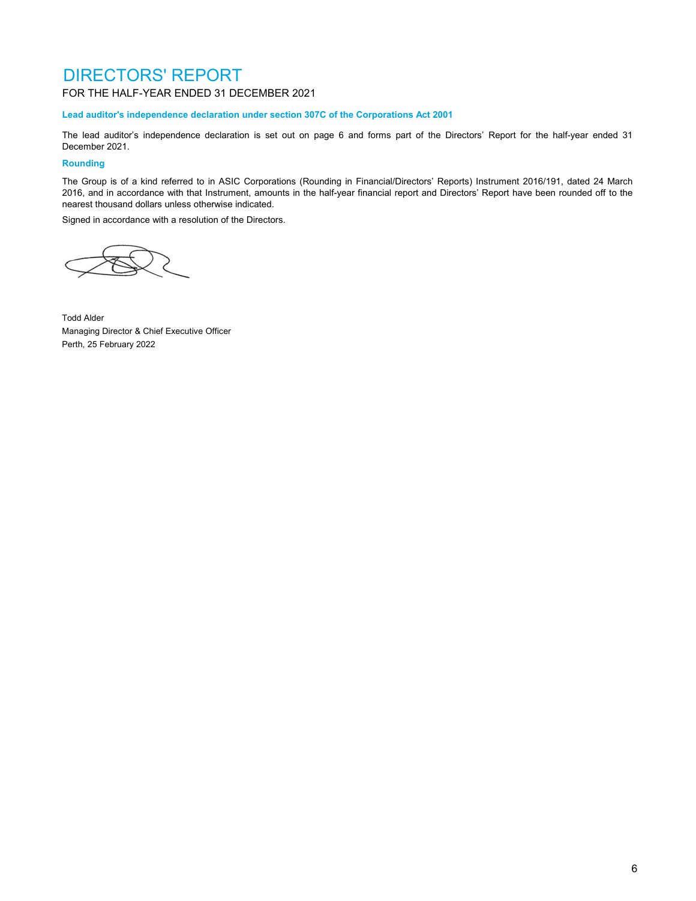# DIRECTORS' REPORT

FOR THE HALF-YEAR ENDED 31 DECEMBER 2021

### Lead auditor's independence declaration under section 307C of the Corporations Act 2001

The lead auditor's independence declaration is set out on page 6 and forms part of the Directors' Report for the half-year ended 31 December 2021.

### Rounding

The Group is of a kind referred to in ASIC Corporations (Rounding in Financial/Directors' Reports) Instrument 2016/191, dated 24 March 2016, and in accordance with that Instrument, amounts in the half-year financial report and Directors' Report have been rounded off to the nearest thousand dollars unless otherwise indicated.

Signed in accordance with a resolution of the Directors.

Todd Alder
Managing Director & Chief Executive Officer
Perth, 25 February 2022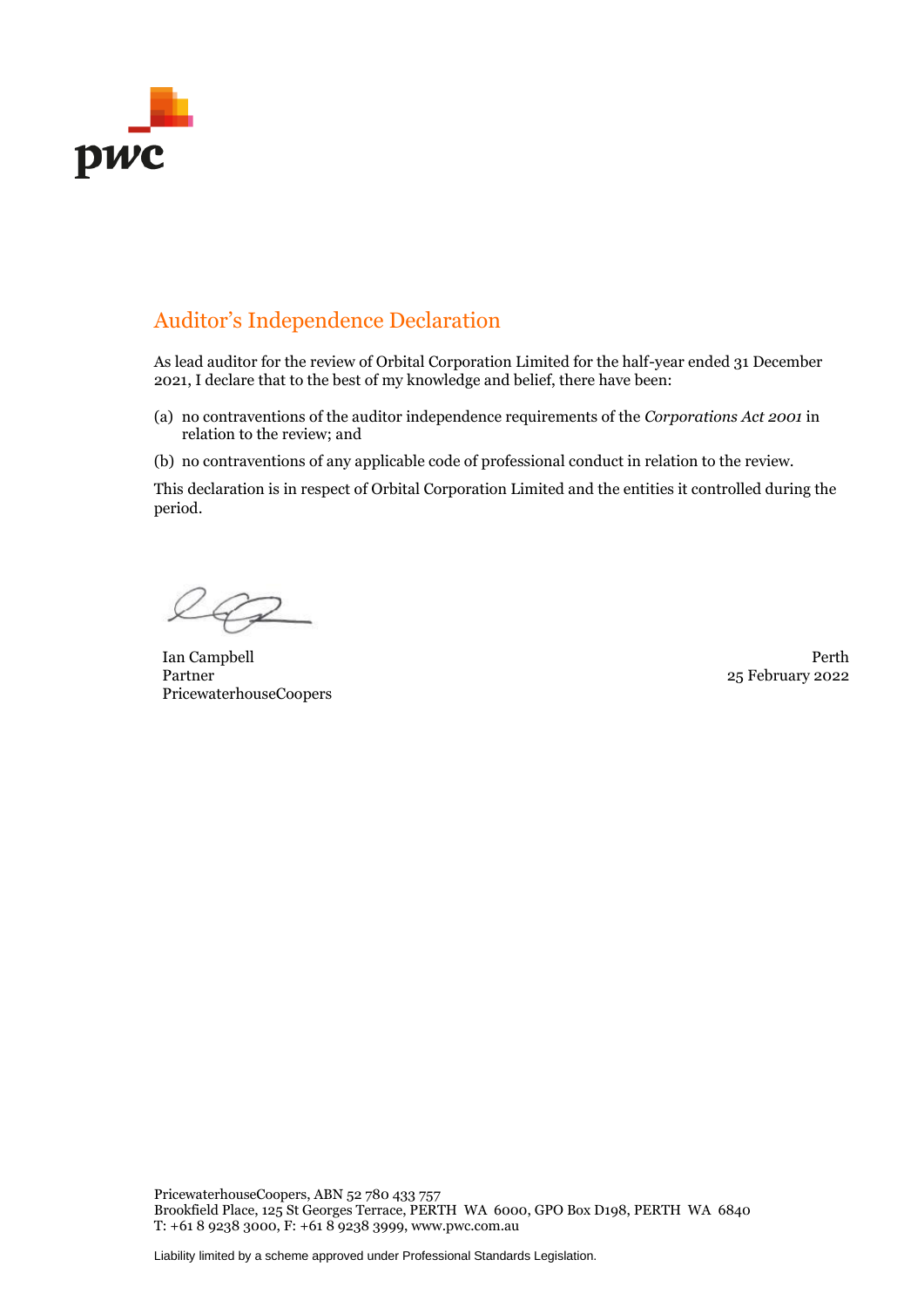# Auditor's Independence Declaration

As lead auditor for the review of Orbital Corporation Limited for the half-year ended 31 December 2021, I declare that to the best of my knowledge and belief, there have been:

(a) no contraventions of the auditor independence requirements of the *Corporations Act 2001* in relation to the review; and

(b) no contraventions of any applicable code of professional conduct in relation to the review.

This declaration is in respect of Orbital Corporation Limited and the entities it controlled during the period.

Ian Campbell
Partner
PricewaterhouseCoopers

Perth
25 February 2022

PricewaterhouseCoopers, ABN 52 780 433 757
Brookfield Place, 125 St Georges Terrace, PERTH WA 6000, GPO Box D198, PERTH WA 6840
T: +61 8 9238 3000, F: +61 8 9238 3999, www.pwc.com.au

Liability limited by a scheme approved under Professional Standards Legislation.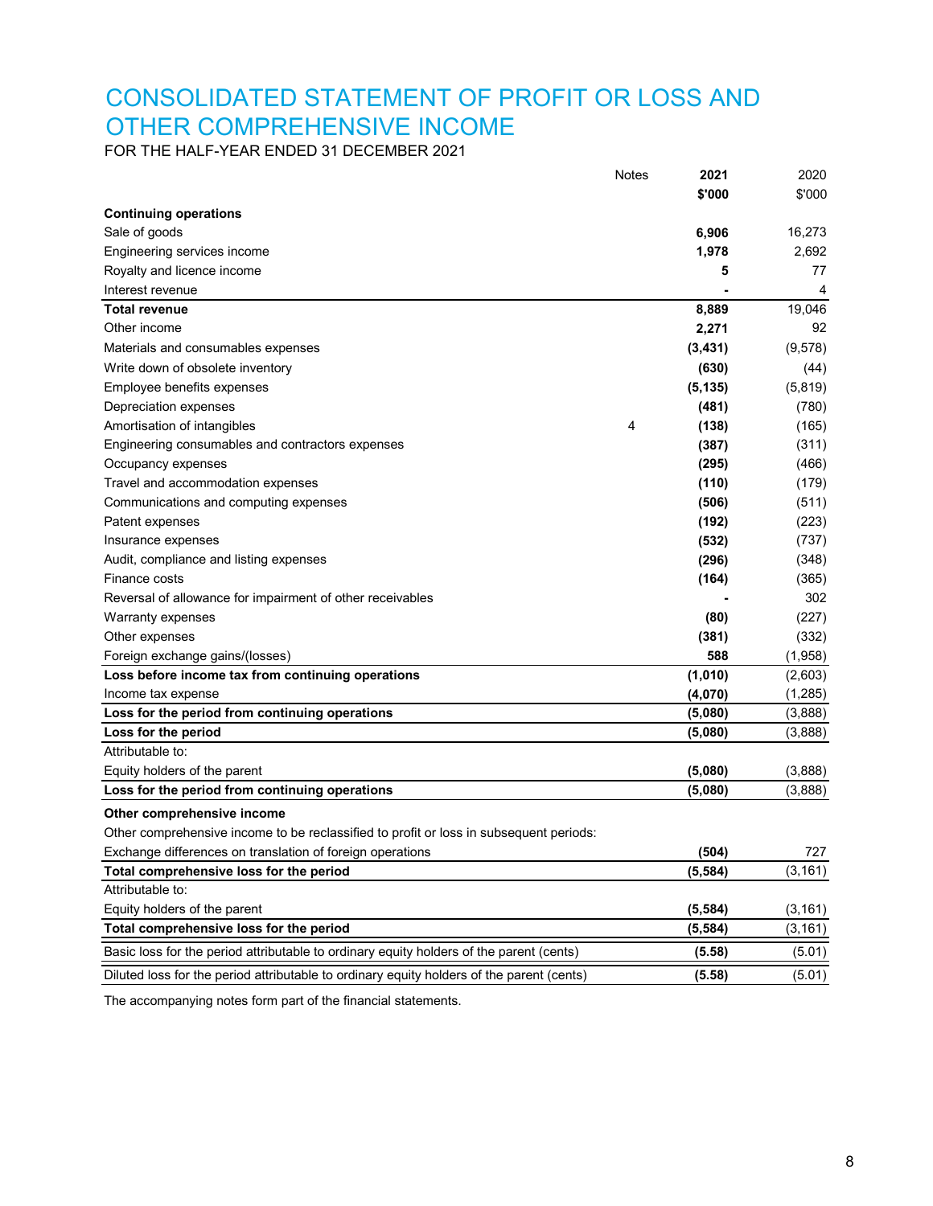# CONSOLIDATED STATEMENT OF PROFIT OR LOSS AND OTHER COMPREHENSIVE INCOME

FOR THE HALF-YEAR ENDED 31 DECEMBER 2021

| | Notes | **2021** | 2020 |
|---|---|---|---|
| | | **$'000** | $'000 |
| **Continuing operations** | | | |
| Sale of goods | | **6,906** | 16,273 |
| Engineering services income | | **1,978** | 2,692 |
| Royalty and licence income | | **5** | 77 |
| Interest revenue | | **-** | 4 |
| **Total revenue** | | **8,889** | 19,046 |
| Other income | | **2,271** | 92 |
| Materials and consumables expenses | | **(3,431)** | (9,578) |
| Write down of obsolete inventory | | **(630)** | (44) |
| Employee benefits expenses | | **(5,135)** | (5,819) |
| Depreciation expenses | | **(481)** | (780) |
| Amortisation of intangibles | 4 | **(138)** | (165) |
| Engineering consumables and contractors expenses | | **(387)** | (311) |
| Occupancy expenses | | **(295)** | (466) |
| Travel and accommodation expenses | | **(110)** | (179) |
| Communications and computing expenses | | **(506)** | (511) |
| Patent expenses | | **(192)** | (223) |
| Insurance expenses | | **(532)** | (737) |
| Audit, compliance and listing expenses | | **(296)** | (348) |
| Finance costs | | **(164)** | (365) |
| Reversal of allowance for impairment of other receivables | | **-** | 302 |
| Warranty expenses | | **(80)** | (227) |
| Other expenses | | **(381)** | (332) |
| Foreign exchange gains/(losses) | | **588** | (1,958) |
| **Loss before income tax from continuing operations** | | **(1,010)** | (2,603) |
| Income tax expense | | **(4,070)** | (1,285) |
| **Loss for the period from continuing operations** | | **(5,080)** | (3,888) |
| **Loss for the period** | | **(5,080)** | (3,888) |
| Attributable to: | | | |
| Equity holders of the parent | | **(5,080)** | (3,888) |
| **Loss for the period from continuing operations** | | **(5,080)** | (3,888) |
| **Other comprehensive income** | | | |
| Other comprehensive income to be reclassified to profit or loss in subsequent periods: | | | |
| Exchange differences on translation of foreign operations | | **(504)** | 727 |
| **Total comprehensive loss for the period** | | **(5,584)** | (3,161) |
| Attributable to: | | | |
| Equity holders of the parent | | **(5,584)** | (3,161) |
| **Total comprehensive loss for the period** | | **(5,584)** | (3,161) |
| Basic loss for the period attributable to ordinary equity holders of the parent (cents) | | **(5.58)** | (5.01) |
| Diluted loss for the period attributable to ordinary equity holders of the parent (cents) | | **(5.58)** | (5.01) |

The accompanying notes form part of the financial statements.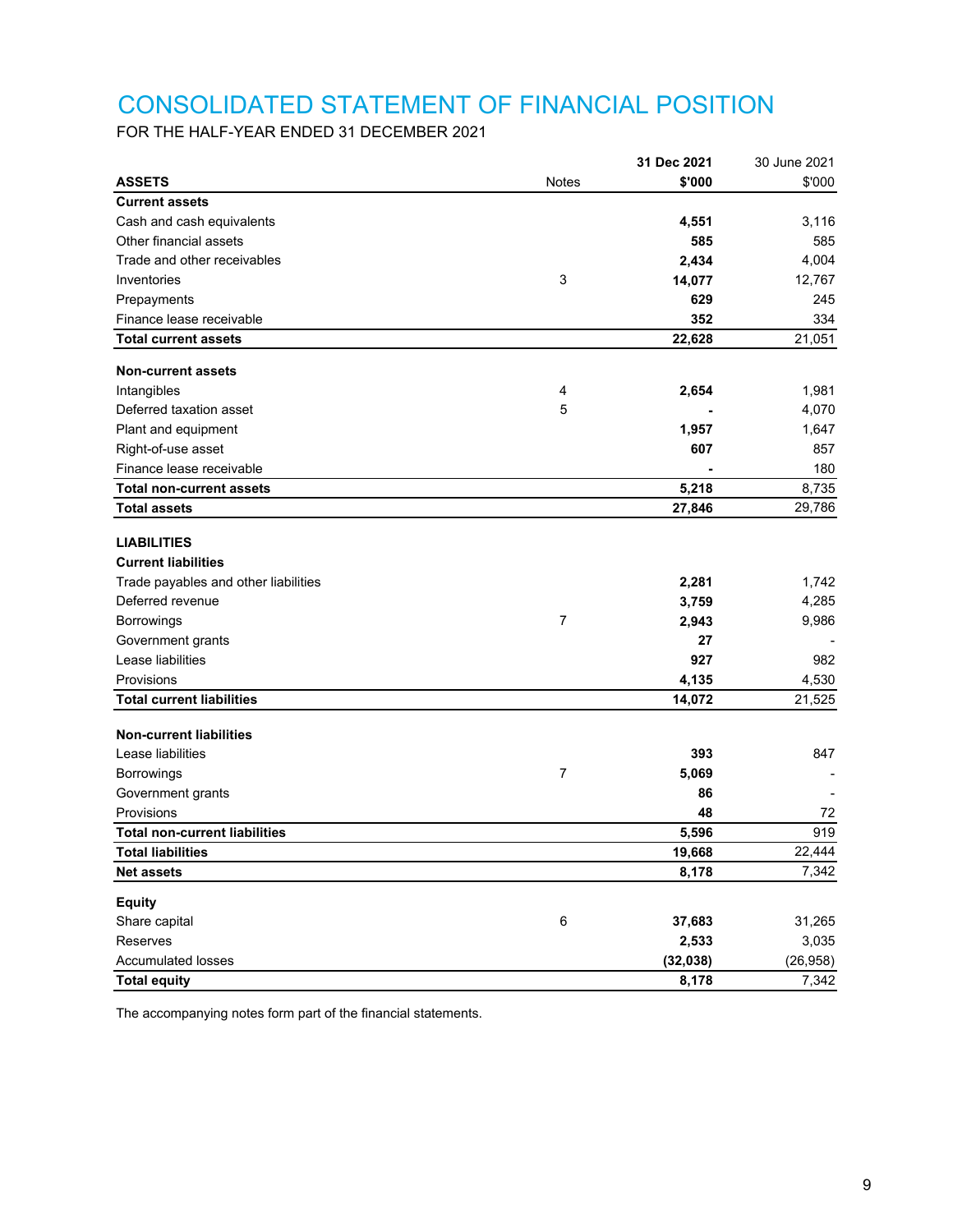# CONSOLIDATED STATEMENT OF FINANCIAL POSITION

FOR THE HALF-YEAR ENDED 31 DECEMBER 2021

| ASSETS | Notes | 31 Dec 2021<br>$'000 | 30 June 2021<br>$'000 |
|---|---|---|---|
| **Current assets** | | | |
| Cash and cash equivalents | | **4,551** | 3,116 |
| Other financial assets | | **585** | 585 |
| Trade and other receivables | | **2,434** | 4,004 |
| Inventories | 3 | **14,077** | 12,767 |
| Prepayments | | **629** | 245 |
| Finance lease receivable | | **352** | 334 |
| **Total current assets** | | **22,628** | 21,051 |
| | | | |
| **Non-current assets** | | | |
| Intangibles | 4 | **2,654** | 1,981 |
| Deferred taxation asset | 5 | **-** | 4,070 |
| Plant and equipment | | **1,957** | 1,647 |
| Right-of-use asset | | **607** | 857 |
| Finance lease receivable | | **-** | 180 |
| **Total non-current assets** | | **5,218** | 8,735 |
| **Total assets** | | **27,846** | 29,786 |
| | | | |
| **LIABILITIES** | | | |
| **Current liabilities** | | | |
| Trade payables and other liabilities | | **2,281** | 1,742 |
| Deferred revenue | | **3,759** | 4,285 |
| Borrowings | 7 | **2,943** | 9,986 |
| Government grants | | **27** | - |
| Lease liabilities | | **927** | 982 |
| Provisions | | **4,135** | 4,530 |
| **Total current liabilities** | | **14,072** | 21,525 |
| | | | |
| **Non-current liabilities** | | | |
| Lease liabilities | | **393** | 847 |
| Borrowings | 7 | **5,069** | - |
| Government grants | | **86** | - |
| Provisions | | **48** | 72 |
| **Total non-current liabilities** | | **5,596** | 919 |
| **Total liabilities** | | **19,668** | 22,444 |
| **Net assets** | | **8,178** | 7,342 |
| | | | |
| **Equity** | | | |
| Share capital | 6 | **37,683** | 31,265 |
| Reserves | | **2,533** | 3,035 |
| Accumulated losses | | **(32,038)** | (26,958) |
| **Total equity** | | **8,178** | 7,342 |

The accompanying notes form part of the financial statements.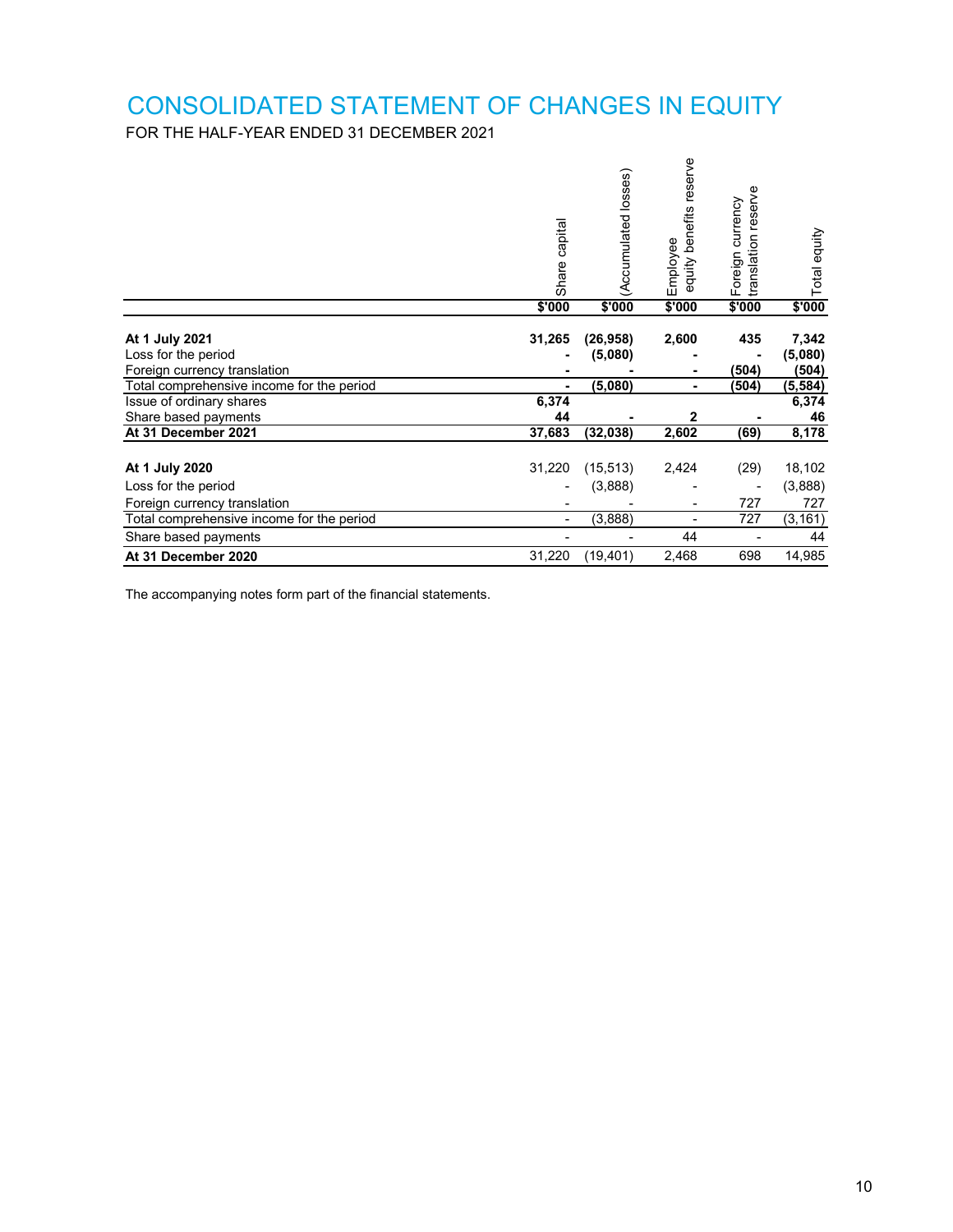# CONSOLIDATED STATEMENT OF CHANGES IN EQUITY

FOR THE HALF-YEAR ENDED 31 DECEMBER 2021

| | Share capital | (Accumulated losses) | Employee equity benefits reserve | Foreign currency translation reserve | Total equity |
|---|---|---|---|---|---|
| | $'000 | $'000 | $'000 | $'000 | $'000 |
| **At 1 July 2021** | **31,265** | **(26,958)** | **2,600** | **435** | **7,342** |
| Loss for the period | **-** | **(5,080)** | **-** | **-** | **(5,080)** |
| Foreign currency translation | **-** | **-** | **-** | **(504)** | **(504)** |
| Total comprehensive income for the period | **-** | **(5,080)** | **-** | **(504)** | **(5,584)** |
| Issue of ordinary shares | **6,374** | | | | **6,374** |
| Share based payments | **44** | **-** | **2** | **-** | **46** |
| **At 31 December 2021** | **37,683** | **(32,038)** | **2,602** | **(69)** | **8,178** |
| | | | | | |
| **At 1 July 2020** | 31,220 | (15,513) | 2,424 | (29) | 18,102 |
| Loss for the period | - | (3,888) | - | - | (3,888) |
| Foreign currency translation | - | - | - | 727 | 727 |
| Total comprehensive income for the period | - | (3,888) | - | 727 | (3,161) |
| Share based payments | - | - | 44 | - | 44 |
| **At 31 December 2020** | 31,220 | (19,401) | 2,468 | 698 | 14,985 |

The accompanying notes form part of the financial statements.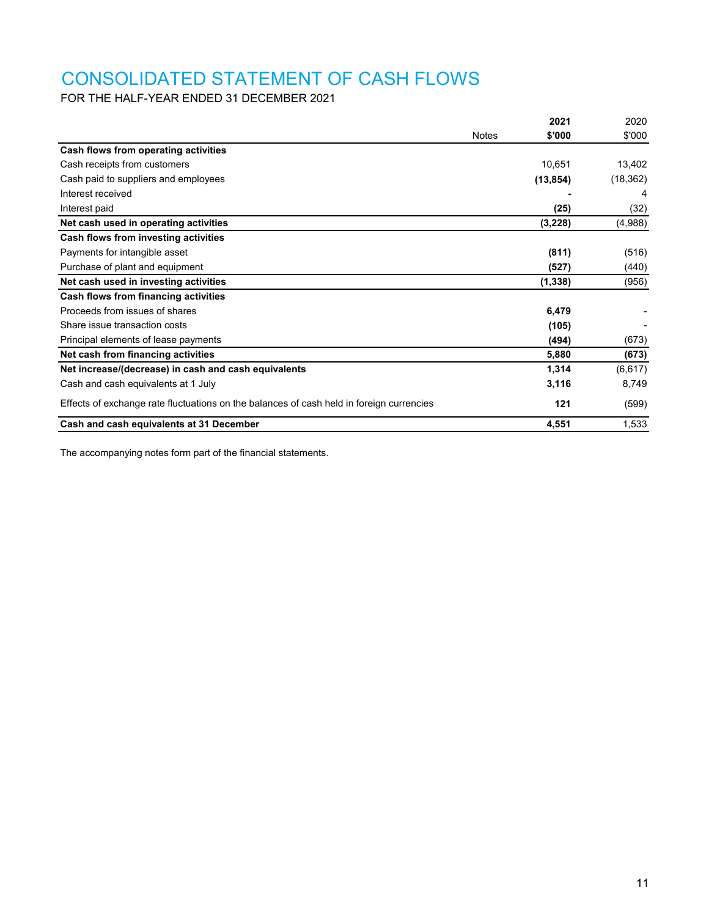# CONSOLIDATED STATEMENT OF CASH FLOWS

FOR THE HALF-YEAR ENDED 31 DECEMBER 2021

| | Notes | 2021<br>$'000 | 2020<br>$'000 |
|---|---|---|---|
| **Cash flows from operating activities** | | | |
| Cash receipts from customers | | 10,651 | 13,402 |
| Cash paid to suppliers and employees | | **(13,854)** | (18,362) |
| Interest received | | **-** | 4 |
| Interest paid | | **(25)** | (32) |
| **Net cash used in operating activities** | | **(3,228)** | (4,988) |
| **Cash flows from investing activities** | | | |
| Payments for intangible asset | | **(811)** | (516) |
| Purchase of plant and equipment | | **(527)** | (440) |
| **Net cash used in investing activities** | | **(1,338)** | (956) |
| **Cash flows from financing activities** | | | |
| Proceeds from issues of shares | | **6,479** | - |
| Share issue transaction costs | | **(105)** | - |
| Principal elements of lease payments | | **(494)** | (673) |
| **Net cash from financing activities** | | **5,880** | **(673)** |
| **Net increase/(decrease) in cash and cash equivalents** | | **1,314** | (6,617) |
| Cash and cash equivalents at 1 July | | **3,116** | 8,749 |
| Effects of exchange rate fluctuations on the balances of cash held in foreign currencies | | **121** | (599) |
| **Cash and cash equivalents at 31 December** | | **4,551** | 1,533 |

The accompanying notes form part of the financial statements.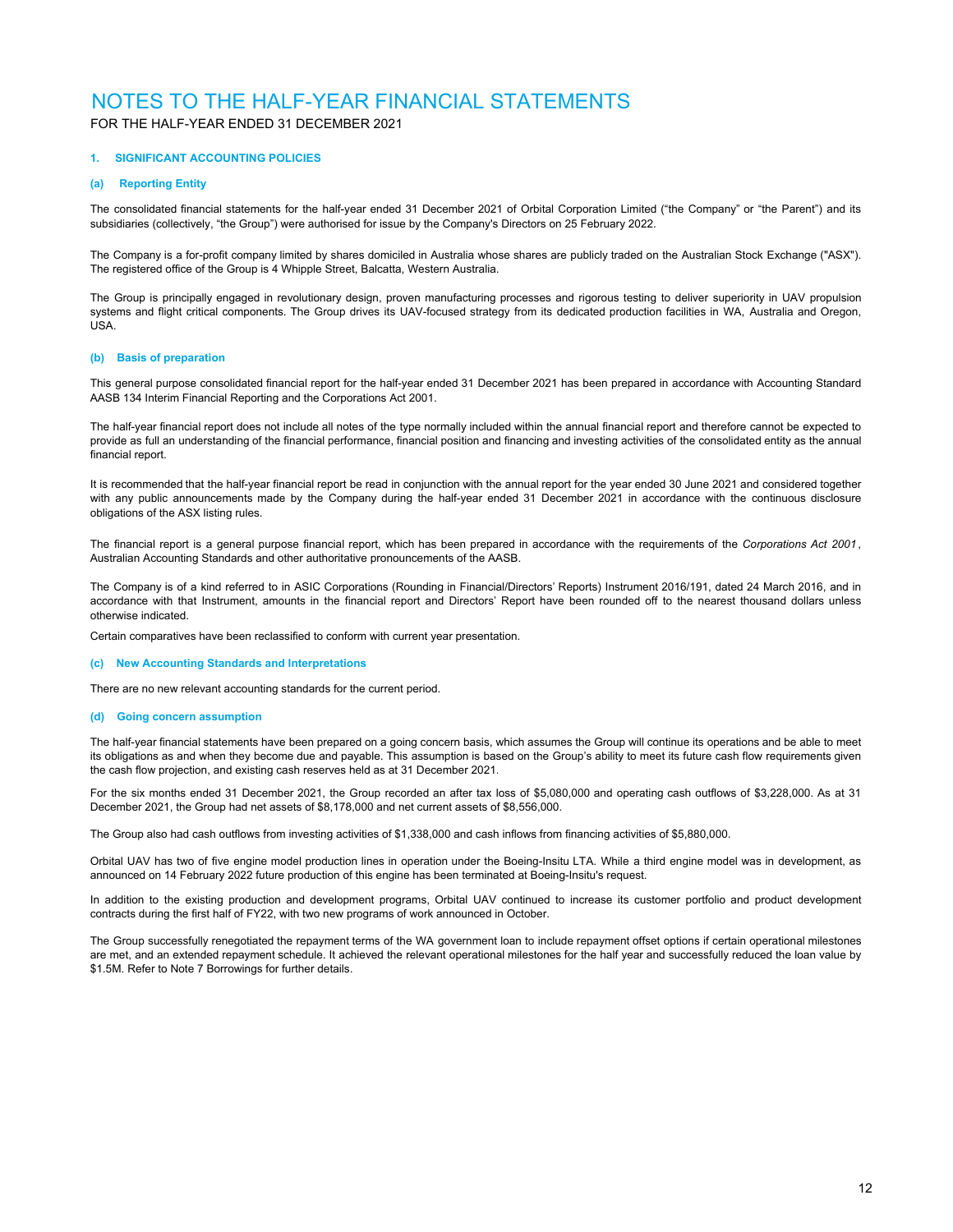# NOTES TO THE HALF-YEAR FINANCIAL STATEMENTS

FOR THE HALF-YEAR ENDED 31 DECEMBER 2021

## 1. SIGNIFICANT ACCOUNTING POLICIES

### (a) Reporting Entity

The consolidated financial statements for the half-year ended 31 December 2021 of Orbital Corporation Limited ("the Company" or "the Parent") and its subsidiaries (collectively, "the Group") were authorised for issue by the Company's Directors on 25 February 2022.

The Company is a for-profit company limited by shares domiciled in Australia whose shares are publicly traded on the Australian Stock Exchange ("ASX"). The registered office of the Group is 4 Whipple Street, Balcatta, Western Australia.

The Group is principally engaged in revolutionary design, proven manufacturing processes and rigorous testing to deliver superiority in UAV propulsion systems and flight critical components. The Group drives its UAV-focused strategy from its dedicated production facilities in WA, Australia and Oregon, USA.

### (b) Basis of preparation

This general purpose consolidated financial report for the half-year ended 31 December 2021 has been prepared in accordance with Accounting Standard AASB 134 Interim Financial Reporting and the Corporations Act 2001.

The half-year financial report does not include all notes of the type normally included within the annual financial report and therefore cannot be expected to provide as full an understanding of the financial performance, financial position and financing and investing activities of the consolidated entity as the annual financial report.

It is recommended that the half-year financial report be read in conjunction with the annual report for the year ended 30 June 2021 and considered together with any public announcements made by the Company during the half-year ended 31 December 2021 in accordance with the continuous disclosure obligations of the ASX listing rules.

The financial report is a general purpose financial report, which has been prepared in accordance with the requirements of the *Corporations Act 2001*, Australian Accounting Standards and other authoritative pronouncements of the AASB.

The Company is of a kind referred to in ASIC Corporations (Rounding in Financial/Directors' Reports) Instrument 2016/191, dated 24 March 2016, and in accordance with that Instrument, amounts in the financial report and Directors' Report have been rounded off to the nearest thousand dollars unless otherwise indicated.

Certain comparatives have been reclassified to conform with current year presentation.

### (c) New Accounting Standards and Interpretations

There are no new relevant accounting standards for the current period.

### (d) Going concern assumption

The half-year financial statements have been prepared on a going concern basis, which assumes the Group will continue its operations and be able to meet its obligations as and when they become due and payable. This assumption is based on the Group's ability to meet its future cash flow requirements given the cash flow projection, and existing cash reserves held as at 31 December 2021.

For the six months ended 31 December 2021, the Group recorded an after tax loss of $5,080,000 and operating cash outflows of $3,228,000. As at 31 December 2021, the Group had net assets of $8,178,000 and net current assets of $8,556,000.

The Group also had cash outflows from investing activities of $1,338,000 and cash inflows from financing activities of $5,880,000.

Orbital UAV has two of five engine model production lines in operation under the Boeing-Insitu LTA. While a third engine model was in development, as announced on 14 February 2022 future production of this engine has been terminated at Boeing-Insitu's request.

In addition to the existing production and development programs, Orbital UAV continued to increase its customer portfolio and product development contracts during the first half of FY22, with two new programs of work announced in October.

The Group successfully renegotiated the repayment terms of the WA government loan to include repayment offset options if certain operational milestones are met, and an extended repayment schedule. It achieved the relevant operational milestones for the half year and successfully reduced the loan value by $1.5M. Refer to Note 7 Borrowings for further details.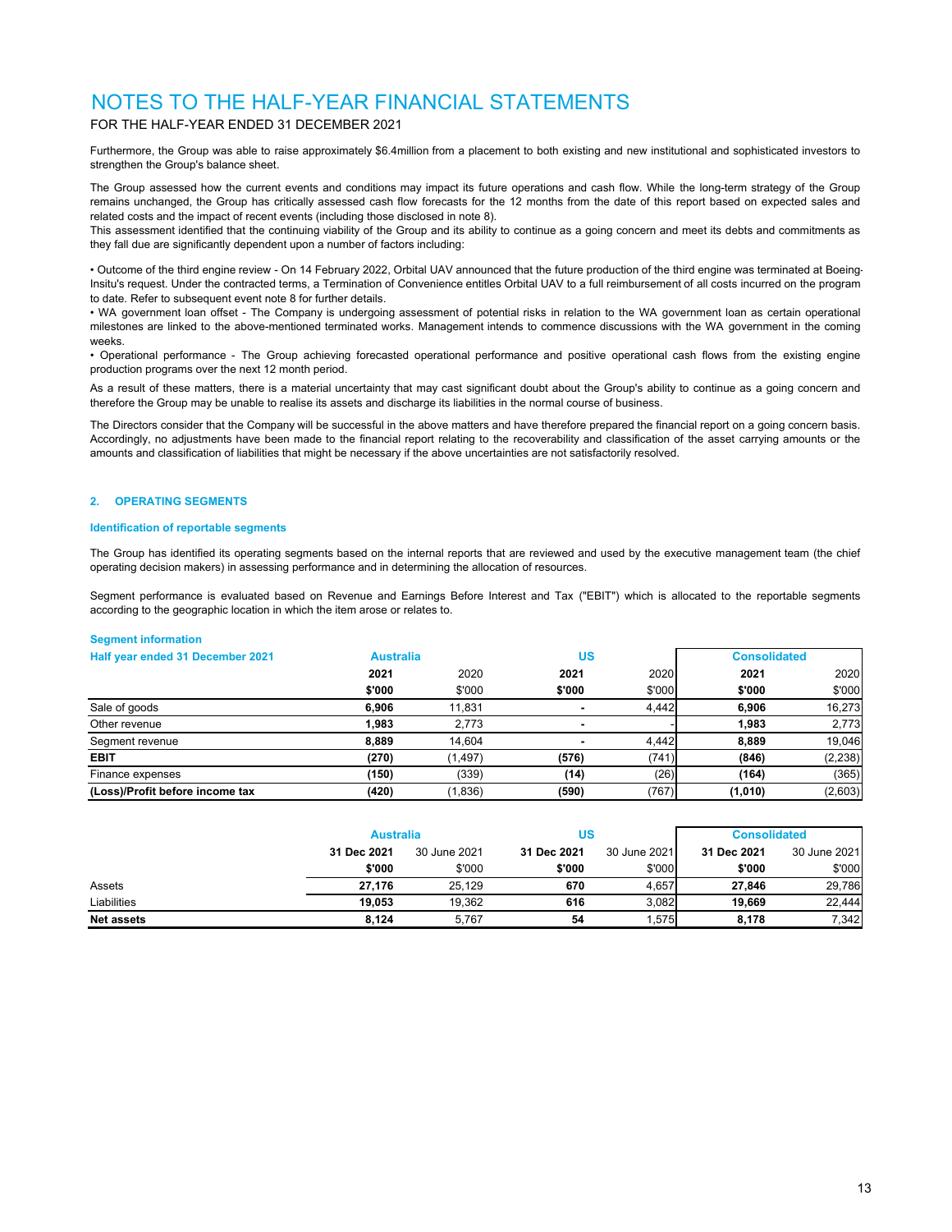# NOTES TO THE HALF-YEAR FINANCIAL STATEMENTS

FOR THE HALF-YEAR ENDED 31 DECEMBER 2021

Furthermore, the Group was able to raise approximately $6.4million from a placement to both existing and new institutional and sophisticated investors to strengthen the Group's balance sheet.

The Group assessed how the current events and conditions may impact its future operations and cash flow. While the long-term strategy of the Group remains unchanged, the Group has critically assessed cash flow forecasts for the 12 months from the date of this report based on expected sales and related costs and the impact of recent events (including those disclosed in note 8).
This assessment identified that the continuing viability of the Group and its ability to continue as a going concern and meet its debts and commitments as they fall due are significantly dependent upon a number of factors including:

• Outcome of the third engine review - On 14 February 2022, Orbital UAV announced that the future production of the third engine was terminated at Boeing-Insitu's request. Under the contracted terms, a Termination of Convenience entitles Orbital UAV to a full reimbursement of all costs incurred on the program to date. Refer to subsequent event note 8 for further details.
• WA government loan offset - The Company is undergoing assessment of potential risks in relation to the WA government loan as certain operational milestones are linked to the above-mentioned terminated works. Management intends to commence discussions with the WA government in the coming weeks.
• Operational performance - The Group achieving forecasted operational performance and positive operational cash flows from the existing engine production programs over the next 12 month period.

As a result of these matters, there is a material uncertainty that may cast significant doubt about the Group's ability to continue as a going concern and therefore the Group may be unable to realise its assets and discharge its liabilities in the normal course of business.

The Directors consider that the Company will be successful in the above matters and have therefore prepared the financial report on a going concern basis. Accordingly, no adjustments have been made to the financial report relating to the recoverability and classification of the asset carrying amounts or the amounts and classification of liabilities that might be necessary if the above uncertainties are not satisfactorily resolved.

## 2. OPERATING SEGMENTS

### Identification of reportable segments

The Group has identified its operating segments based on the internal reports that are reviewed and used by the executive management team (the chief operating decision makers) in assessing performance and in determining the allocation of resources.

Segment performance is evaluated based on Revenue and Earnings Before Interest and Tax ("EBIT") which is allocated to the reportable segments according to the geographic location in which the item arose or relates to.

### Segment information

| Half year ended 31 December 2021 | Australia | | US | | Consolidated | |
|---|---|---|---|---|---|---|
| | **2021** | 2020 | **2021** | 2020 | **2021** | 2020 |
| | **$'000** | $'000 | **$'000** | $'000 | **$'000** | $'000 |
| Sale of goods | **6,906** | 11,831 | **-** | 4,442 | **6,906** | 16,273 |
| Other revenue | **1,983** | 2,773 | **-** | - | **1,983** | 2,773 |
| Segment revenue | **8,889** | 14,604 | **-** | 4,442 | **8,889** | 19,046 |
| **EBIT** | **(270)** | (1,497) | **(576)** | (741) | **(846)** | (2,238) |
| Finance expenses | **(150)** | (339) | **(14)** | (26) | **(164)** | (365) |
| **(Loss)/Profit before income tax** | **(420)** | (1,836) | **(590)** | (767) | **(1,010)** | (2,603) |

| | Australia | | US | | Consolidated | |
|---|---|---|---|---|---|---|
| | **31 Dec 2021** | 30 June 2021 | **31 Dec 2021** | 30 June 2021 | **31 Dec 2021** | 30 June 2021 |
| | **$'000** | $'000 | **$'000** | $'000 | **$'000** | $'000 |
| Assets | **27,176** | 25,129 | **670** | 4,657 | **27,846** | 29,786 |
| Liabilities | **19,053** | 19,362 | **616** | 3,082 | **19,669** | 22,444 |
| **Net assets** | **8,124** | 5,767 | **54** | 1,575 | **8,178** | 7,342 |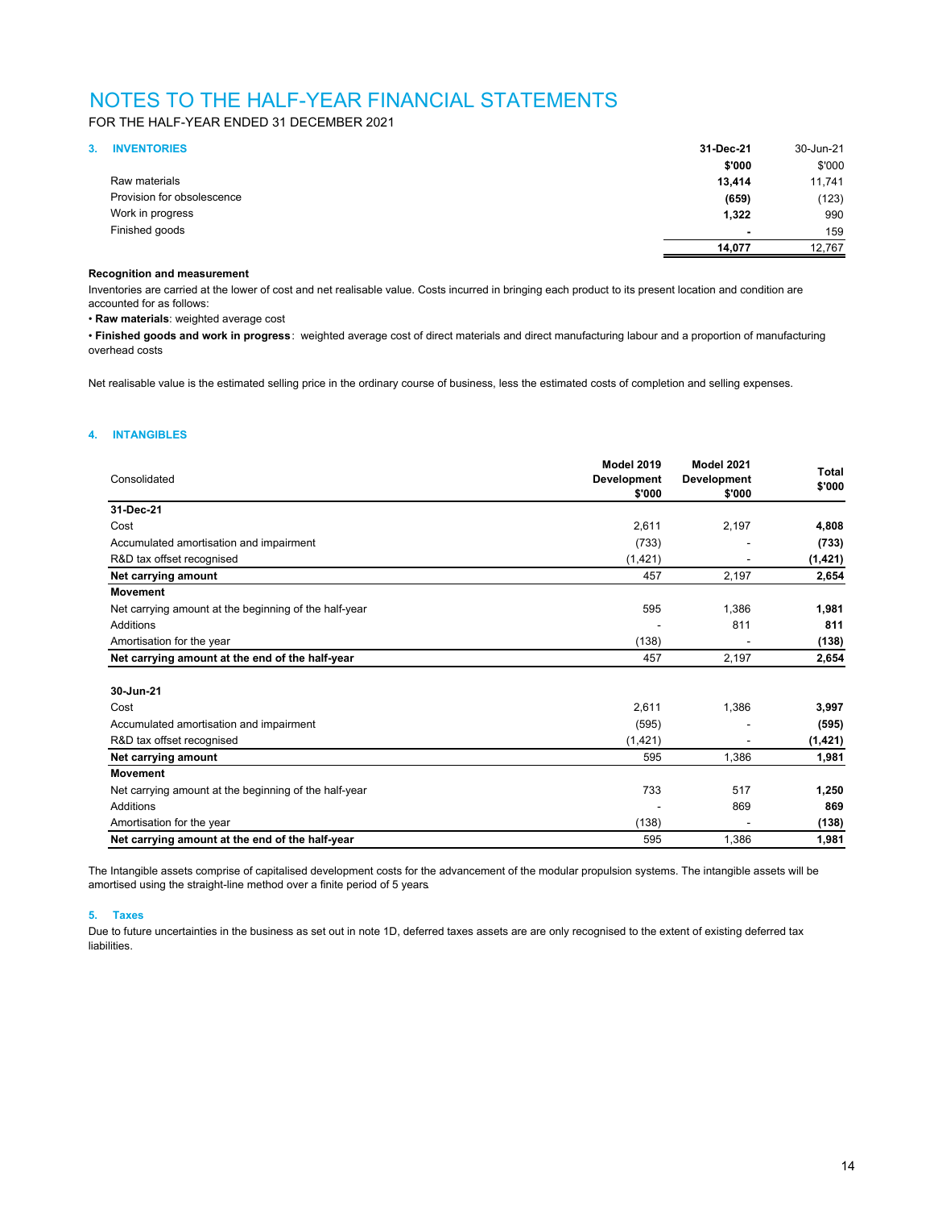# NOTES TO THE HALF-YEAR FINANCIAL STATEMENTS

FOR THE HALF-YEAR ENDED 31 DECEMBER 2021

## 3. INVENTORIES

| | 31-Dec-21 | 30-Jun-21 |
|---|---|---|
| | **$'000** | $'000 |
| Raw materials | **13,414** | 11,741 |
| Provision for obsolescence | **(659)** | (123) |
| Work in progress | **1,322** | 990 |
| Finished goods | **-** | 159 |
| | **14,077** | 12,767 |

**Recognition and measurement**

Inventories are carried at the lower of cost and net realisable value. Costs incurred in bringing each product to its present location and condition are accounted for as follows:

• **Raw materials**: weighted average cost

• **Finished goods and work in progress**: weighted average cost of direct materials and direct manufacturing labour and a proportion of manufacturing overhead costs

Net realisable value is the estimated selling price in the ordinary course of business, less the estimated costs of completion and selling expenses.

## 4. INTANGIBLES

| Consolidated | Model 2019 Development $'000 | Model 2021 Development $'000 | Total $'000 |
|---|---|---|---|
| **31-Dec-21** | | | |
| Cost | 2,611 | 2,197 | **4,808** |
| Accumulated amortisation and impairment | (733) | - | **(733)** |
| R&D tax offset recognised | (1,421) | - | **(1,421)** |
| **Net carrying amount** | 457 | 2,197 | **2,654** |
| **Movement** | | | |
| Net carrying amount at the beginning of the half-year | 595 | 1,386 | **1,981** |
| Additions | - | 811 | **811** |
| Amortisation for the year | (138) | - | **(138)** |
| **Net carrying amount at the end of the half-year** | 457 | 2,197 | **2,654** |
| | | | |
| **30-Jun-21** | | | |
| Cost | 2,611 | 1,386 | **3,997** |
| Accumulated amortisation and impairment | (595) | - | **(595)** |
| R&D tax offset recognised | (1,421) | - | **(1,421)** |
| **Net carrying amount** | 595 | 1,386 | **1,981** |
| **Movement** | | | |
| Net carrying amount at the beginning of the half-year | 733 | 517 | **1,250** |
| Additions | - | 869 | **869** |
| Amortisation for the year | (138) | - | **(138)** |
| **Net carrying amount at the end of the half-year** | 595 | 1,386 | **1,981** |

The Intangible assets comprise of capitalised development costs for the advancement of the modular propulsion systems. The intangible assets will be amortised using the straight-line method over a finite period of 5 years.

## 5. Taxes

Due to future uncertainties in the business as set out in note 1D, deferred taxes assets are are only recognised to the extent of existing deferred tax liabilities.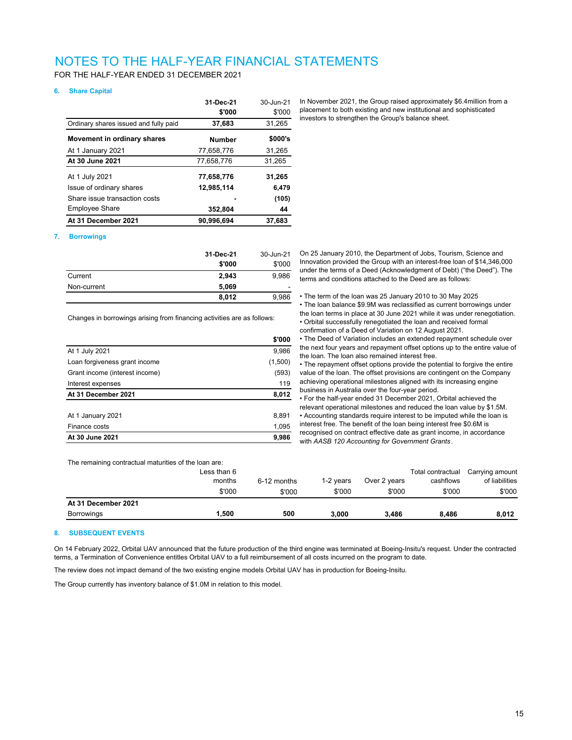# NOTES TO THE HALF-YEAR FINANCIAL STATEMENTS

FOR THE HALF-YEAR ENDED 31 DECEMBER 2021

### 6. Share Capital

| | 31-Dec-21 $'000 | 30-Jun-21 $'000 |
|---|---|---|
| Ordinary shares issued and fully paid | **37,683** | 31,265 |

| **Movement in ordinary shares** | **Number** | **$000's** |
|---|---|---|
| At 1 January 2021 | 77,658,776 | 31,265 |
| **At 30 June 2021** | 77,658,776 | 31,265 |
| At 1 July 2021 | **77,658,776** | **31,265** |
| Issue of ordinary shares | **12,985,114** | **6,479** |
| Share issue transaction costs | **-** | **(105)** |
| Employee Share | **352,804** | **44** |
| **At 31 December 2021** | **90,996,694** | **37,683** |

In November 2021, the Group raised approximately $6.4million from a placement to both existing and new institutional and sophisticated investors to strengthen the Group's balance sheet.

### 7. Borrowings

| | 31-Dec-21 $'000 | 30-Jun-21 $'000 |
|---|---|---|
| Current | **2,943** | 9,986 |
| Non-current | **5,069** | - |
| | **8,012** | 9,986 |

Changes in borrowings arising from financing activities are as follows:

| | $'000 |
|---|---|
| At 1 July 2021 | 9,986 |
| Loan forgiveness grant income | (1,500) |
| Grant income (interest income) | (593) |
| Interest expenses | 119 |
| **At 31 December 2021** | **8,012** |
| At 1 January 2021 | 8,891 |
| Finance costs | 1,095 |
| **At 30 June 2021** | **9,986** |

On 25 January 2010, the Department of Jobs, Tourism, Science and Innovation provided the Group with an interest-free loan of $14,346,000 under the terms of a Deed (Acknowledgment of Debt) ("the Deed"). The terms and conditions attached to the Deed are as follows:

- The term of the loan was 25 January 2010 to 30 May 2025
- The loan balance $9.9M was reclassified as current borrowings under the loan terms in place at 30 June 2021 while it was under renegotiation.
- Orbital successfully renegotiated the loan and received formal confirmation of a Deed of Variation on 12 August 2021.
- The Deed of Variation includes an extended repayment schedule over the next four years and repayment offset options up to the entire value of the loan. The loan also remained interest free.
- The repayment offset options provide the potential to forgive the entire value of the loan. The offset provisions are contingent on the Company achieving operational milestones aligned with its increasing engine business in Australia over the four-year period.
- For the half-year ended 31 December 2021, Orbital achieved the relevant operational milestones and reduced the loan value by $1.5M.
- Accounting standards require interest to be imputed while the loan is interest free. The benefit of the loan being interest free $0.6M is recognised on contract effective date as grant income, in accordance with *AASB 120 Accounting for Government Grants*.

The remaining contractual maturities of the loan are:

| | Less than 6 months $'000 | 6-12 months $'000 | 1-2 years $'000 | Over 2 years $'000 | Total contractual cashflows $'000 | Carrying amount of liabilities $'000 |
|---|---|---|---|---|---|---|
| **At 31 December 2021** | | | | | | |
| Borrowings | **1,500** | **500** | **3,000** | **3,486** | **8,486** | **8,012** |

### 8. SUBSEQUENT EVENTS

On 14 February 2022, Orbital UAV announced that the future production of the third engine was terminated at Boeing-Insitu's request. Under the contracted terms, a Termination of Convenience entitles Orbital UAV to a full reimbursement of all costs incurred on the program to date.

The review does not impact demand of the two existing engine models Orbital UAV has in production for Boeing-Insitu.

The Group currently has inventory balance of $1.0M in relation to this model.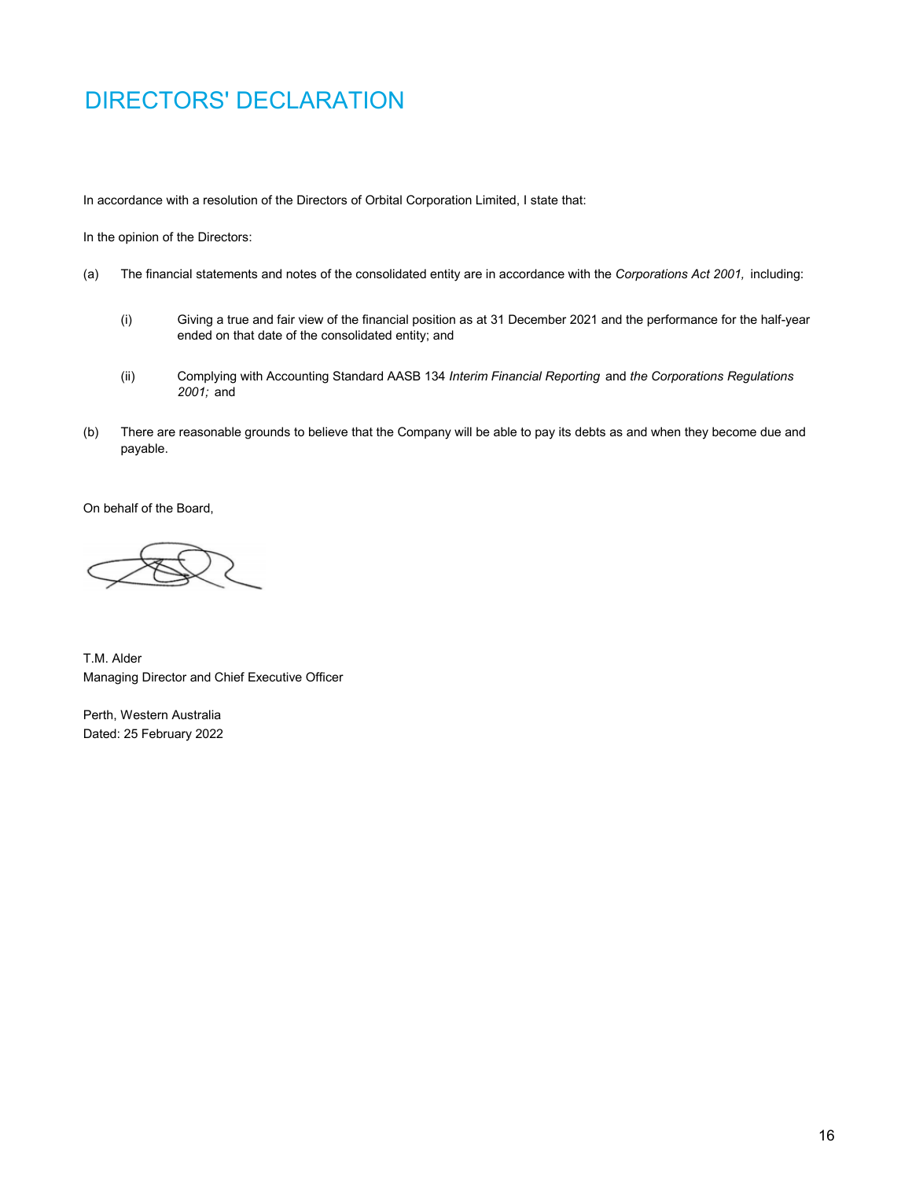# DIRECTORS' DECLARATION

In accordance with a resolution of the Directors of Orbital Corporation Limited, I state that:

In the opinion of the Directors:

(a) The financial statements and notes of the consolidated entity are in accordance with the *Corporations Act 2001,* including:

  (i) Giving a true and fair view of the financial position as at 31 December 2021 and the performance for the half-year ended on that date of the consolidated entity; and

  (ii) Complying with Accounting Standard AASB 134 *Interim Financial Reporting* and *the Corporations Regulations 2001;* and

(b) There are reasonable grounds to believe that the Company will be able to pay its debts as and when they become due and payable.

On behalf of the Board,

T.M. Alder
Managing Director and Chief Executive Officer

Perth, Western Australia
Dated: 25 February 2022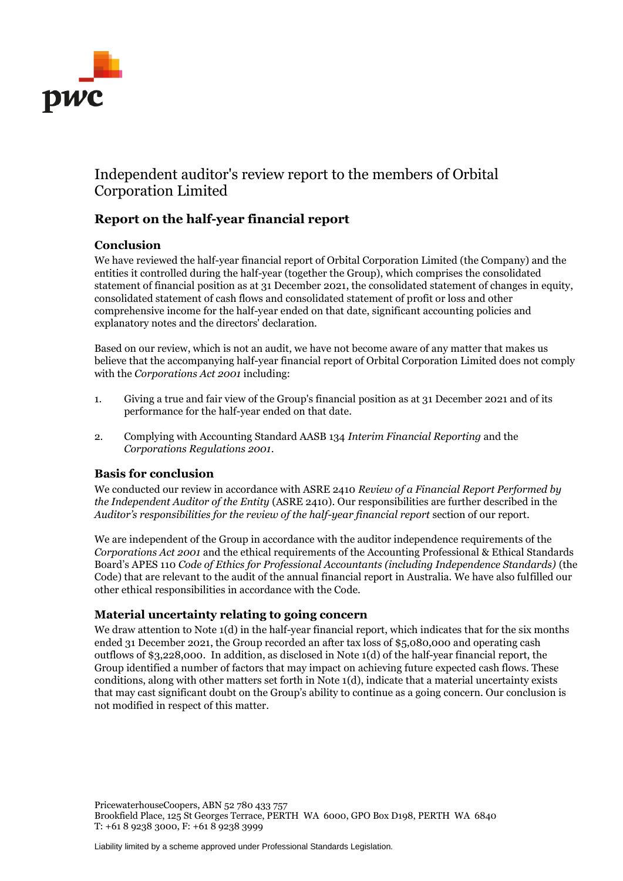# Independent auditor's review report to the members of Orbital Corporation Limited

## Report on the half-year financial report

### Conclusion

We have reviewed the half-year financial report of Orbital Corporation Limited (the Company) and the entities it controlled during the half-year (together the Group), which comprises the consolidated statement of financial position as at 31 December 2021, the consolidated statement of changes in equity, consolidated statement of cash flows and consolidated statement of profit or loss and other comprehensive income for the half-year ended on that date, significant accounting policies and explanatory notes and the directors' declaration.

Based on our review, which is not an audit, we have not become aware of any matter that makes us believe that the accompanying half-year financial report of Orbital Corporation Limited does not comply with the *Corporations Act 2001* including:

1. Giving a true and fair view of the Group's financial position as at 31 December 2021 and of its performance for the half-year ended on that date.
2. Complying with Accounting Standard AASB 134 *Interim Financial Reporting* and the *Corporations Regulations 2001*.

### Basis for conclusion

We conducted our review in accordance with ASRE 2410 *Review of a Financial Report Performed by the Independent Auditor of the Entity* (ASRE 2410). Our responsibilities are further described in the *Auditor's responsibilities for the review of the half-year financial report* section of our report.

We are independent of the Group in accordance with the auditor independence requirements of the *Corporations Act 2001* and the ethical requirements of the Accounting Professional & Ethical Standards Board's APES 110 *Code of Ethics for Professional Accountants (including Independence Standards)* (the Code) that are relevant to the audit of the annual financial report in Australia. We have also fulfilled our other ethical responsibilities in accordance with the Code.

### Material uncertainty relating to going concern

We draw attention to Note 1(d) in the half-year financial report, which indicates that for the six months ended 31 December 2021, the Group recorded an after tax loss of $5,080,000 and operating cash outflows of $3,228,000. In addition, as disclosed in Note 1(d) of the half-year financial report, the Group identified a number of factors that may impact on achieving future expected cash flows. These conditions, along with other matters set forth in Note 1(d), indicate that a material uncertainty exists that may cast significant doubt on the Group's ability to continue as a going concern. Our conclusion is not modified in respect of this matter.

PricewaterhouseCoopers, ABN 52 780 433 757
Brookfield Place, 125 St Georges Terrace, PERTH WA 6000, GPO Box D198, PERTH WA 6840
T: +61 8 9238 3000, F: +61 8 9238 3999

Liability limited by a scheme approved under Professional Standards Legislation.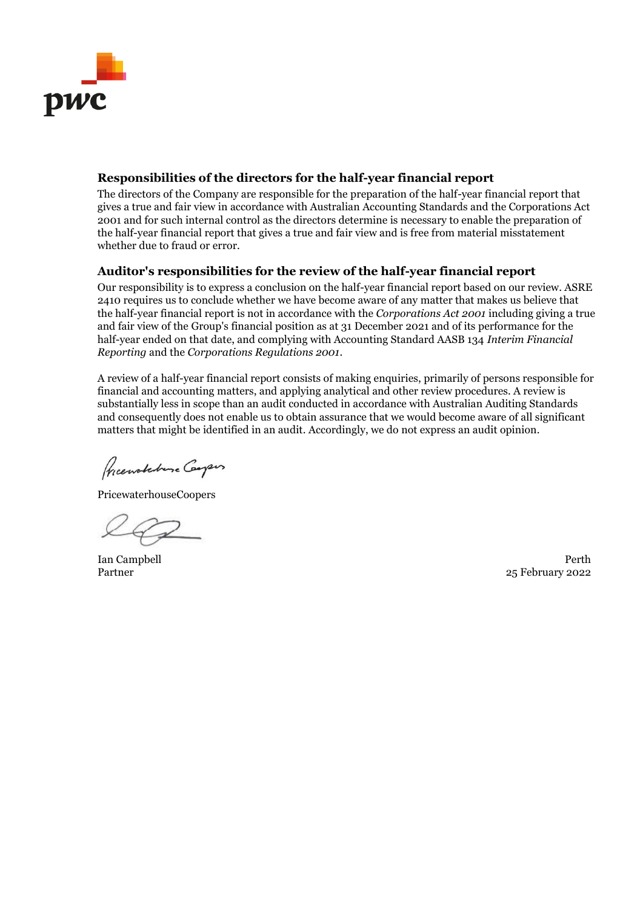## Responsibilities of the directors for the half-year financial report

The directors of the Company are responsible for the preparation of the half-year financial report that gives a true and fair view in accordance with Australian Accounting Standards and the Corporations Act 2001 and for such internal control as the directors determine is necessary to enable the preparation of the half-year financial report that gives a true and fair view and is free from material misstatement whether due to fraud or error.

## Auditor's responsibilities for the review of the half-year financial report

Our responsibility is to express a conclusion on the half-year financial report based on our review. ASRE 2410 requires us to conclude whether we have become aware of any matter that makes us believe that the half-year financial report is not in accordance with the *Corporations Act 2001* including giving a true and fair view of the Group's financial position as at 31 December 2021 and of its performance for the half-year ended on that date, and complying with Accounting Standard AASB 134 *Interim Financial Reporting* and the *Corporations Regulations 2001*.

A review of a half-year financial report consists of making enquiries, primarily of persons responsible for financial and accounting matters, and applying analytical and other review procedures. A review is substantially less in scope than an audit conducted in accordance with Australian Auditing Standards and consequently does not enable us to obtain assurance that we would become aware of all significant matters that might be identified in an audit. Accordingly, we do not express an audit opinion.

PricewaterhouseCoopers

Ian Campbell
Partner

Perth
25 February 2022